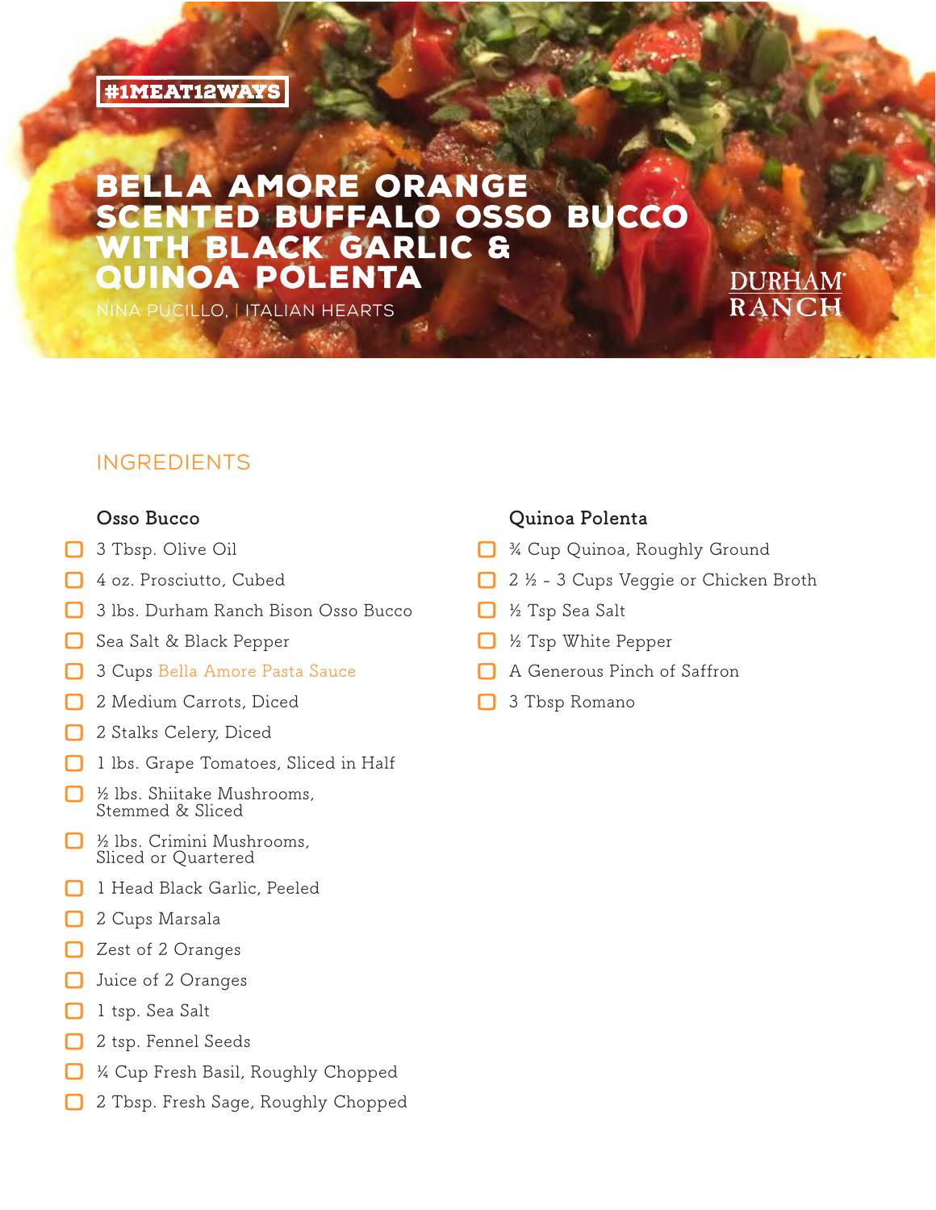#1MEAT12WAYS

# BELLA AMORE ORANGE SCENTED BUFFALO OSSO BUCCO WITH BLACK GARLIC & QUINOA POLENTA

NINA PUCILLO, | ITALIAN HEARTS

DURHAM RANCH

## INGREDIENTS

### Osso Bucco

- 3 Tbsp. Olive Oil
- 4 oz. Prosciutto, Cubed
- 3 lbs. Durham Ranch Bison Osso Bucco
- Sea Salt & Black Pepper
- 3 Cups Bella Amore Pasta Sauce
- 2 Medium Carrots, Diced
- 2 Stalks Celery, Diced
- 1 lbs. Grape Tomatoes, Sliced in Half
- ½ lbs. Shiitake Mushrooms, Stemmed & Sliced
- ½ lbs. Crimini Mushrooms, Sliced or Quartered
- 1 Head Black Garlic, Peeled
- 2 Cups Marsala
- Zest of 2 Oranges
- Juice of 2 Oranges
- 1 tsp. Sea Salt
- 2 tsp. Fennel Seeds
- ¼ Cup Fresh Basil, Roughly Chopped
- 2 Tbsp. Fresh Sage, Roughly Chopped

### Quinoa Polenta

- ¾ Cup Quinoa, Roughly Ground
- 2 ½ - 3 Cups Veggie or Chicken Broth
- ½ Tsp Sea Salt
- ½ Tsp White Pepper
- A Generous Pinch of Saffron
- 3 Tbsp Romano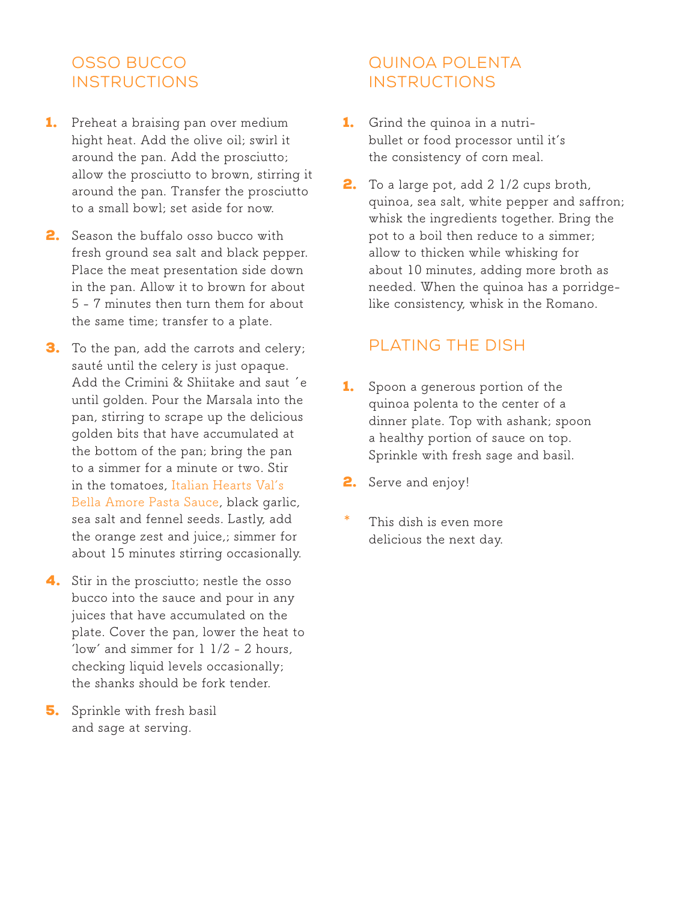## OSSO BUCCO INSTRUCTIONS

1. Preheat a braising pan over medium hight heat. Add the olive oil; swirl it around the pan. Add the prosciutto; allow the prosciutto to brown, stirring it around the pan. Transfer the prosciutto to a small bowl; set aside for now.
2. Season the buffalo osso bucco with fresh ground sea salt and black pepper. Place the meat presentation side down in the pan. Allow it to brown for about 5 - 7 minutes then turn them for about the same time; transfer to a plate.
3. To the pan, add the carrots and celery; sauté until the celery is just opaque. Add the Crimini & Shiitake and saut ´e until golden. Pour the Marsala into the pan, stirring to scrape up the delicious golden bits that have accumulated at the bottom of the pan; bring the pan to a simmer for a minute or two. Stir in the tomatoes, Italian Hearts Val's Bella Amore Pasta Sauce, black garlic, sea salt and fennel seeds. Lastly, add the orange zest and juice,; simmer for about 15 minutes stirring occasionally.
4. Stir in the prosciutto; nestle the osso bucco into the sauce and pour in any juices that have accumulated on the plate. Cover the pan, lower the heat to 'low' and simmer for 1 1/2 - 2 hours, checking liquid levels occasionally; the shanks should be fork tender.
5. Sprinkle with fresh basil and sage at serving.

## QUINOA POLENTA INSTRUCTIONS

1. Grind the quinoa in a nutri-bullet or food processor until it's the consistency of corn meal.
2. To a large pot, add 2 1/2 cups broth, quinoa, sea salt, white pepper and saffron; whisk the ingredients together. Bring the pot to a boil then reduce to a simmer; allow to thicken while whisking for about 10 minutes, adding more broth as needed. When the quinoa has a porridge-like consistency, whisk in the Romano.

## PLATING THE DISH

1. Spoon a generous portion of the quinoa polenta to the center of a dinner plate. Top with ashank; spoon a healthy portion of sauce on top. Sprinkle with fresh sage and basil.
2. Serve and enjoy!

* This dish is even more delicious the next day.